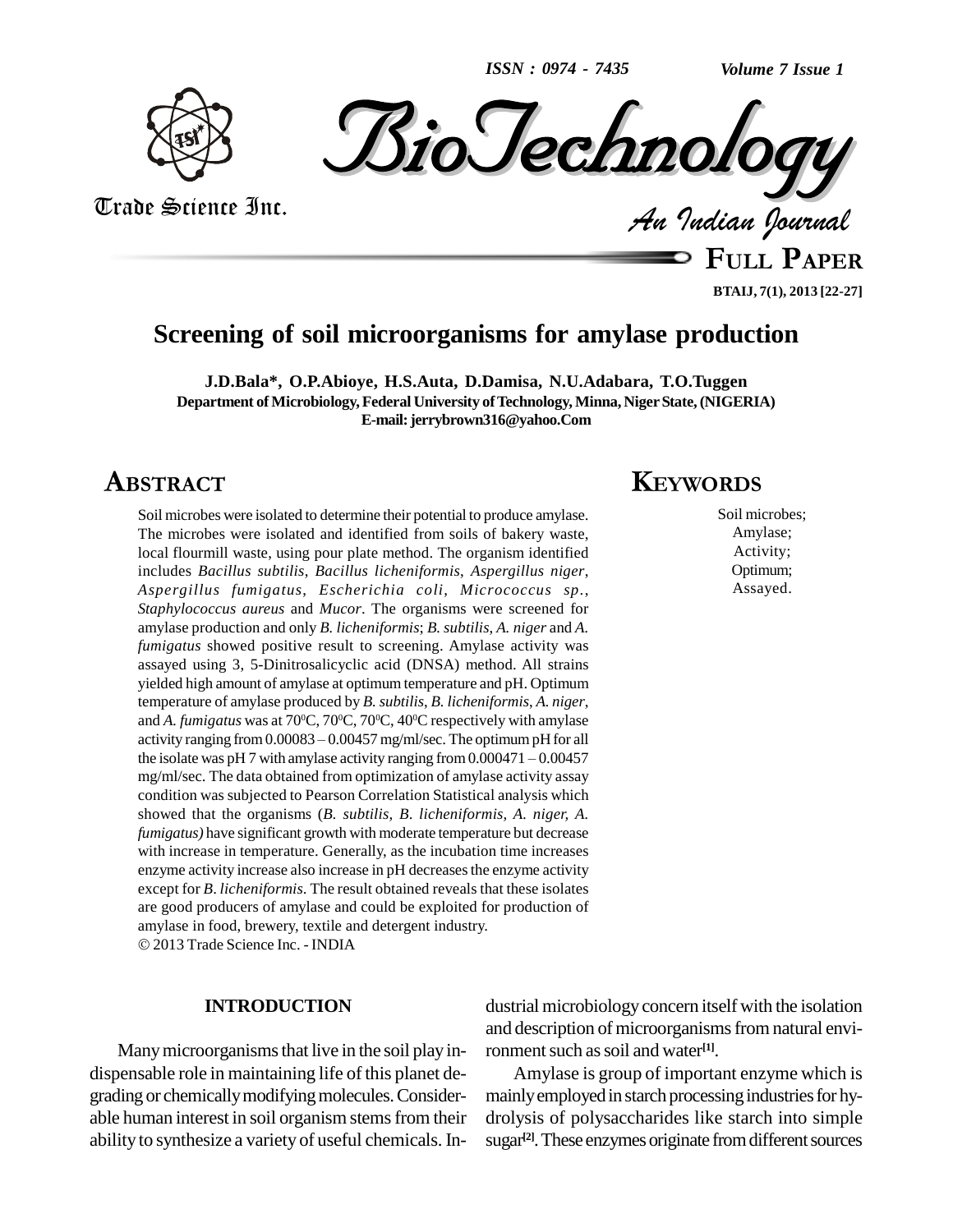# Screening of soil microorganisms for amylase production

**J.D.Bala\*, O.P.Abioye, H.S.Auta, D.Damisa, N.U.Adabara, T.O.Tuggen**

Department of Microbiology, Federal University of Technology, Minna, Niger State, (NIGERIA)

E-mail: jerrybrown316@yahoo.Com

## ABSTRACT

Soil microbes were isolated to determine their potential to produce amylase. The microbes were isolated and identified from soils of bakery waste, local flourmill waste, using pour plate method. The organism identified includes *Bacillus subtilis*, *Bacillus licheniformis*, *Aspergillus niger*, *Aspergillus fumigatus*, *Escherichia coli*, *Micrococcus sp*., *Staphylococcus aureus* and *Mucor*. The organisms were screened for amylase production and only *B. licheniformis*; *B. subtilis*, *A. niger* and *A. fumigatus* showed positive result to screening. Amylase activity was assayed using 3, 5-Dinitrosalicyclic acid (DNSA) method. All strains yielded high amount of amylase at optimum temperature and pH. Optimum temperature of amylase produced by *B. subtilis*, *B. licheniformis*, *A. niger*, and *A. fumigatus* was at $70^0$C, $70^0$C, $70^0$C, $40^0$C respectively with amylase activity ranging from 0.00083 – 0.00457 mg/ml/sec. The optimum pH for all the isolate was pH 7 with amylase activity ranging from 0.000471 – 0.00457 mg/ml/sec. The data obtained from optimization of amylase activity assay condition was subjected to Pearson Correlation Statistical analysis which showed that the organisms (*B. subtilis, B. licheniformis, A. niger, A. fumigatus)* have significant growth with moderate temperature but decrease with increase in temperature. Generally, as the incubation time increases enzyme activity increase also increase in pH decreases the enzyme activity except for *B. licheniformis*. The result obtained reveals that these isolates are good producers of amylase and could be exploited for production of amylase in food, brewery, textile and detergent industry.

© 2013 Trade Science Inc. - INDIA

## KEYWORDS

Soil microbes;
Amylase;
Activity;
Optimum;
Assayed.

## INTRODUCTION

Many microorganisms that live in the soil play indispensable role in maintaining life of this planet degrading or chemically modifying molecules. Considerable human interest in soil organism stems from their ability to synthesize a variety of useful chemicals. Industrial microbiology concern itself with the isolation and description of microorganisms from natural environment such as soil and water[1].

Amylase is group of important enzyme which is mainly employed in starch processing industries for hydrolysis of polysaccharides like starch into simple sugar[2]. These enzymes originate from different sources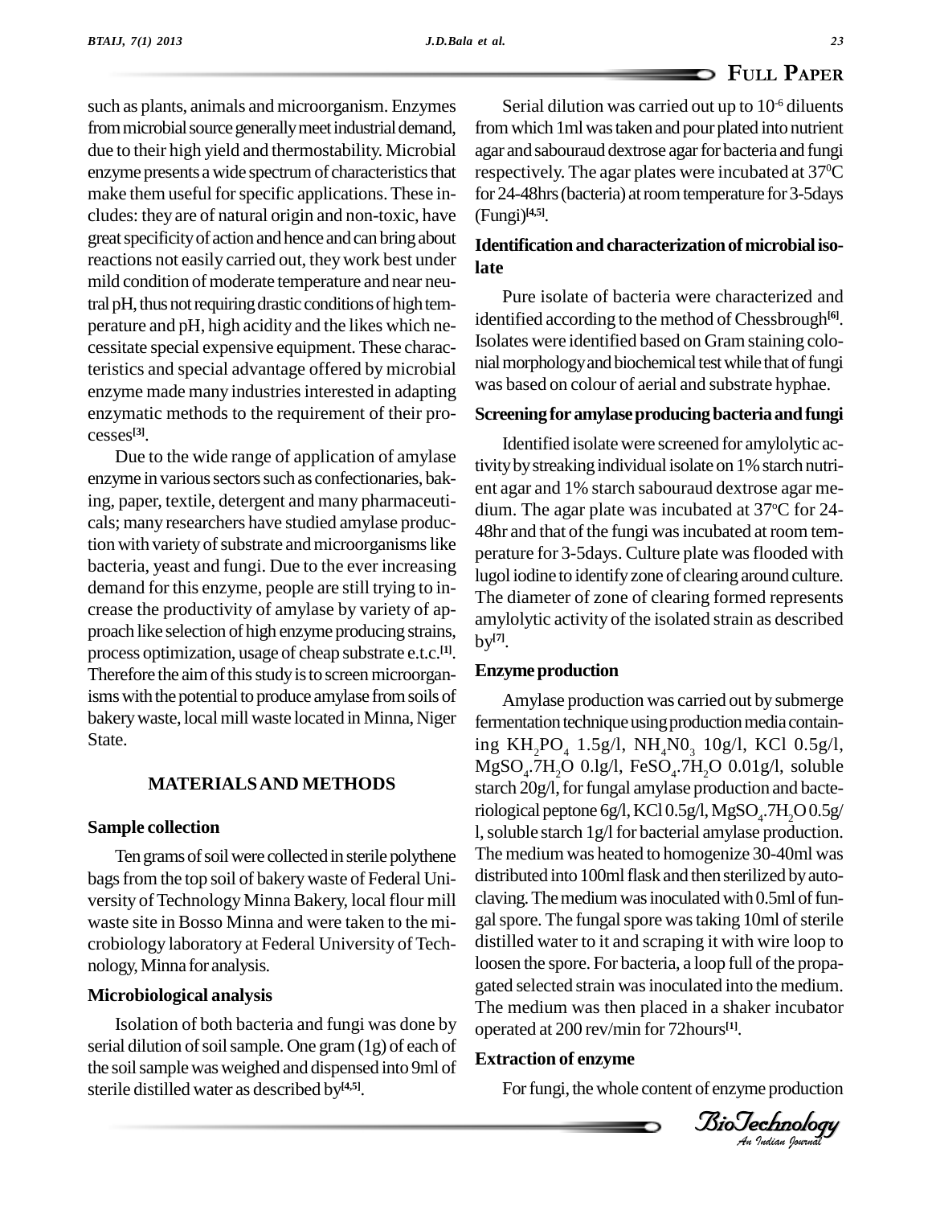such as plants, animals and microorganism. Enzymes from microbial source generally meet industrial demand, due to their high yield and thermostability. Microbial enzyme presents a wide spectrum of characteristics that make them useful for specific applications. These includes: they are of natural origin and non-toxic, have great specificity of action and hence and can bring about reactions not easily carried out, they work best under mild condition of moderate temperature and near neutral pH, thus not requiring drastic conditions of high temperature and pH, high acidity and the likes which necessitate special expensive equipment. These characteristics and special advantage offered by microbial enzyme made many industries interested in adapting enzymatic methods to the requirement of their processes[3].

Due to the wide range of application of amylase enzyme in various sectors such as confectionaries, baking, paper, textile, detergent and many pharmaceuticals; many researchers have studied amylase production with variety of substrate and microorganisms like bacteria, yeast and fungi. Due to the ever increasing demand for this enzyme, people are still trying to increase the productivity of amylase by variety of approach like selection of high enzyme producing strains, process optimization, usage of cheap substrate e.t.c.[1]. Therefore the aim of this study is to screen microorganisms with the potential to produce amylase from soils of bakery waste, local mill waste located in Minna, Niger State.

## MATERIALS AND METHODS

### Sample collection

Ten grams of soil were collected in sterile polythene bags from the top soil of bakery waste of Federal University of Technology Minna Bakery, local flour mill waste site in Bosso Minna and were taken to the microbiology laboratory at Federal University of Technology, Minna for analysis.

### Microbiological analysis

Isolation of both bacteria and fungi was done by serial dilution of soil sample. One gram (1g) of each of the soil sample was weighed and dispensed into 9ml of sterile distilled water as described by[4,5].

Serial dilution was carried out up to $10^{-6}$ diluents from which 1ml was taken and pour plated into nutrient agar and sabouraud dextrose agar for bacteria and fungi respectively. The agar plates were incubated at $37^0$C for 24-48hrs (bacteria) at room temperature for 3-5days (Fungi)[4,5].

### Identification and characterization of microbial isolate

Pure isolate of bacteria were characterized and identified according to the method of Chessbrough[6]. Isolates were identified based on Gram staining colonial morphology and biochemical test while that of fungi was based on colour of aerial and substrate hyphae.

### Screening for amylase producing bacteria and fungi

Identified isolate were screened for amylolytic activity by streaking individual isolate on 1% starch nutrient agar and 1% starch sabouraud dextrose agar medium. The agar plate was incubated at 37$^o$C for 24-48hr and that of the fungi was incubated at room temperature for 3-5days. Culture plate was flooded with lugol iodine to identify zone of clearing around culture. The diameter of zone of clearing formed represents amylolytic activity of the isolated strain as described by[7].

### Enzyme production

Amylase production was carried out by submerge fermentation technique using production media containing $KH_2PO_4$ 1.5g/l, $NH_4N0_3$ 10g/l, KCl 0.5g/l, $MgSO_4.7H_2O$ 0.lg/l, $FeSO_4.7H_2O$ 0.01g/l, soluble starch 20g/l, for fungal amylase production and bacteriological peptone 6g/l, KCl 0.5g/l, $MgSO_4.7H_2O$ 0.5g/l, soluble starch 1g/l for bacterial amylase production. The medium was heated to homogenize 30-40ml was distributed into 100ml flask and then sterilized by autoclaving. The medium was inoculated with 0.5ml of fungal spore. The fungal spore was taking 10ml of sterile distilled water to it and scraping it with wire loop to loosen the spore. For bacteria, a loop full of the propagated selected strain was inoculated into the medium. The medium was then placed in a shaker incubator operated at 200 rev/min for 72hours[1].

### Extraction of enzyme

For fungi, the whole content of enzyme production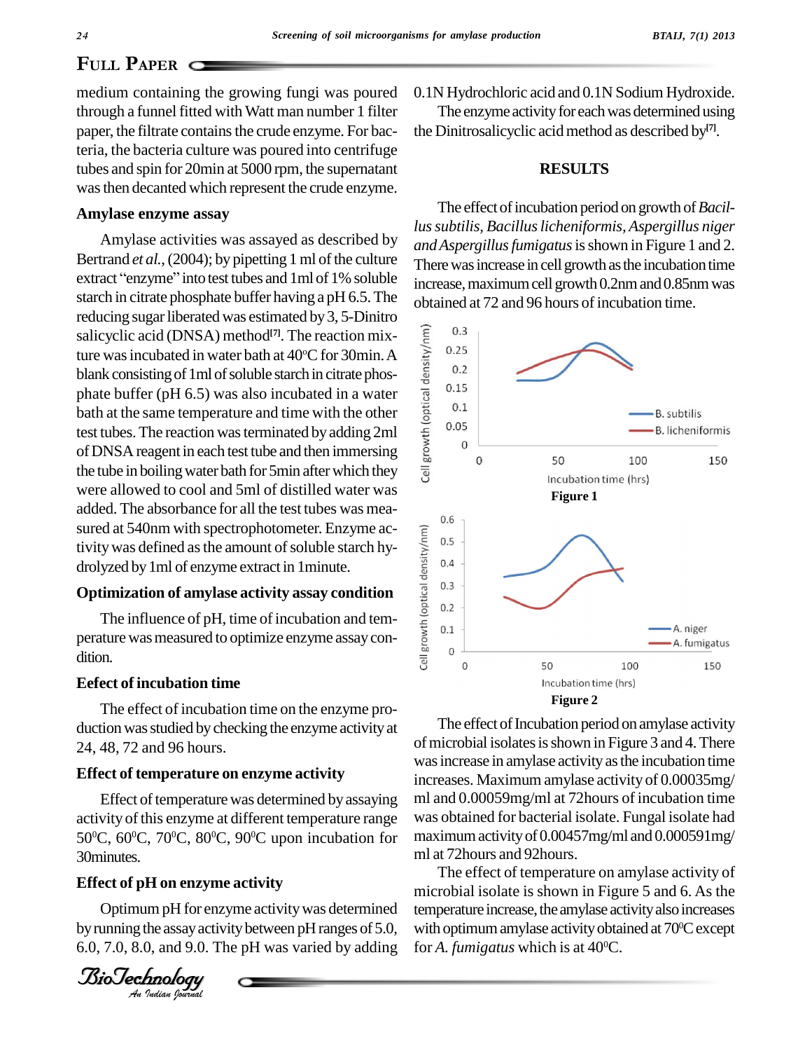medium containing the growing fungi was poured through a funnel fitted with Watt man number 1 filter paper, the filtrate contains the crude enzyme. For bacteria, the bacteria culture was poured into centrifuge tubes and spin for 20min at 5000 rpm, the supernatant was then decanted which represent the crude enzyme.

### Amylase enzyme assay

Amylase activities was assayed as described by Bertrand *et al.*, (2004); by pipetting 1 ml of the culture extract "enzyme" into test tubes and 1ml of 1% soluble starch in citrate phosphate buffer having a pH 6.5. The reducing sugar liberated was estimated by 3, 5-Dinitro salicyclic acid (DNSA) method[7]. The reaction mixture was incubated in water bath at 40°C for 30min. A blank consisting of 1ml of soluble starch in citrate phosphate buffer (pH 6.5) was also incubated in a water bath at the same temperature and time with the other test tubes. The reaction was terminated by adding 2ml of DNSA reagent in each test tube and then immersing the tube in boiling water bath for 5min after which they were allowed to cool and 5ml of distilled water was added. The absorbance for all the test tubes was measured at 540nm with spectrophotometer. Enzyme activity was defined as the amount of soluble starch hydrolyzed by 1ml of enzyme extract in 1minute.

### Optimization of amylase activity assay condition

The influence of pH, time of incubation and temperature was measured to optimize enzyme assay condition.

### Eefect of incubation time

The effect of incubation time on the enzyme production was studied by checking the enzyme activity at 24, 48, 72 and 96 hours.

### Effect of temperature on enzyme activity

Effect of temperature was determined by assaying activity of this enzyme at different temperature range 50°C, 60°C, 70°C, 80°C, 90°C upon incubation for 30minutes.

### Effect of pH on enzyme activity

Optimum pH for enzyme activity was determined by running the assay activity between pH ranges of 5.0, 6.0, 7.0, 8.0, and 9.0. The pH was varied by adding 0.1N Hydrochloric acid and 0.1N Sodium Hydroxide.

The enzyme activity for each was determined using the Dinitrosalicyclic acid method as described by[7].

## RESULTS

The effect of incubation period on growth of *Bacillus subtilis, Bacillus licheniformis, Aspergillus niger and Aspergillus fumigatus* is shown in Figure 1 and 2. There was increase in cell growth as the incubation time increase, maximum cell growth 0.2nm and 0.85nm was obtained at 72 and 96 hours of incubation time.

Figure 1

Figure 2

The effect of Incubation period on amylase activity of microbial isolates is shown in Figure 3 and 4. There was increase in amylase activity as the incubation time increases. Maximum amylase activity of 0.00035mg/ml and 0.00059mg/ml at 72hours of incubation time was obtained for bacterial isolate. Fungal isolate had maximum activity of 0.00457mg/ml and 0.000591mg/ml at 72hours and 92hours.

The effect of temperature on amylase activity of microbial isolate is shown in Figure 5 and 6. As the temperature increase, the amylase activity also increases with optimum amylase activity obtained at 70°C except for *A. fumigatus* which is at 40°C.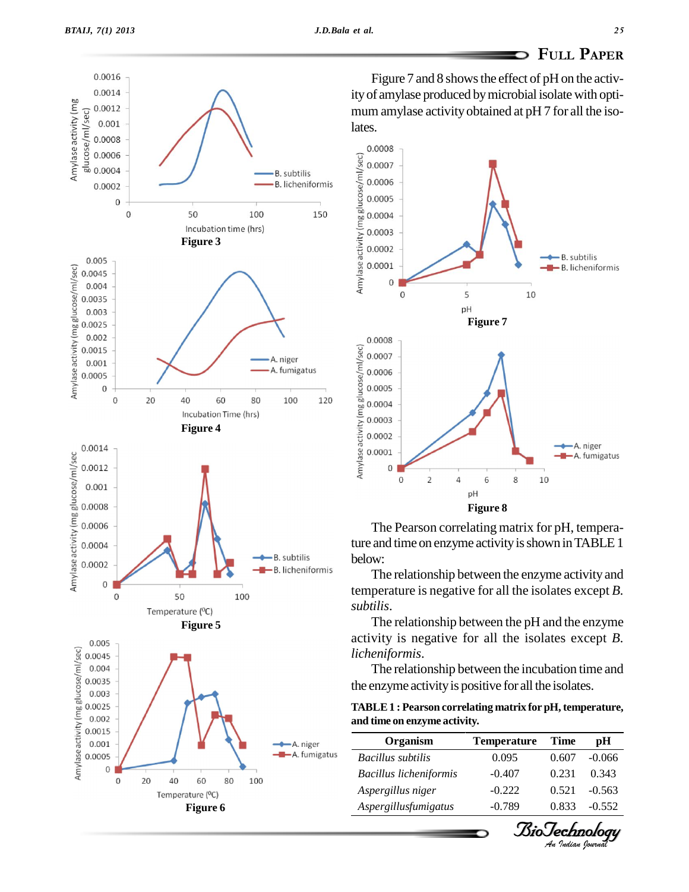Figure 3

Figure 4

Figure 5

Figure 6

Figure 7 and 8 shows the effect of pH on the activity of amylase produced by microbial isolate with optimum amylase activity obtained at pH 7 for all the isolates.

Figure 7

Figure 8

The Pearson correlating matrix for pH, temperature and time on enzyme activity is shown in TABLE 1 below:

The relationship between the enzyme activity and temperature is negative for all the isolates except *B. subtilis*.

The relationship between the pH and the enzyme activity is negative for all the isolates except *B. licheniformis*.

The relationship between the incubation time and the enzyme activity is positive for all the isolates.

**TABLE 1 : Pearson correlating matrix for pH, temperature, and time on enzyme activity.**

| Organism | Temperature | Time | pH |
|---|---|---|---|
| *Bacillus subtilis* | 0.095 | 0.607 | -0.066 |
| *Bacillus licheniformis* | -0.407 | 0.231 | 0.343 |
| *Aspergillus niger* | -0.222 | 0.521 | -0.563 |
| *Aspergillusfumigatus* | -0.789 | 0.833 | -0.552 |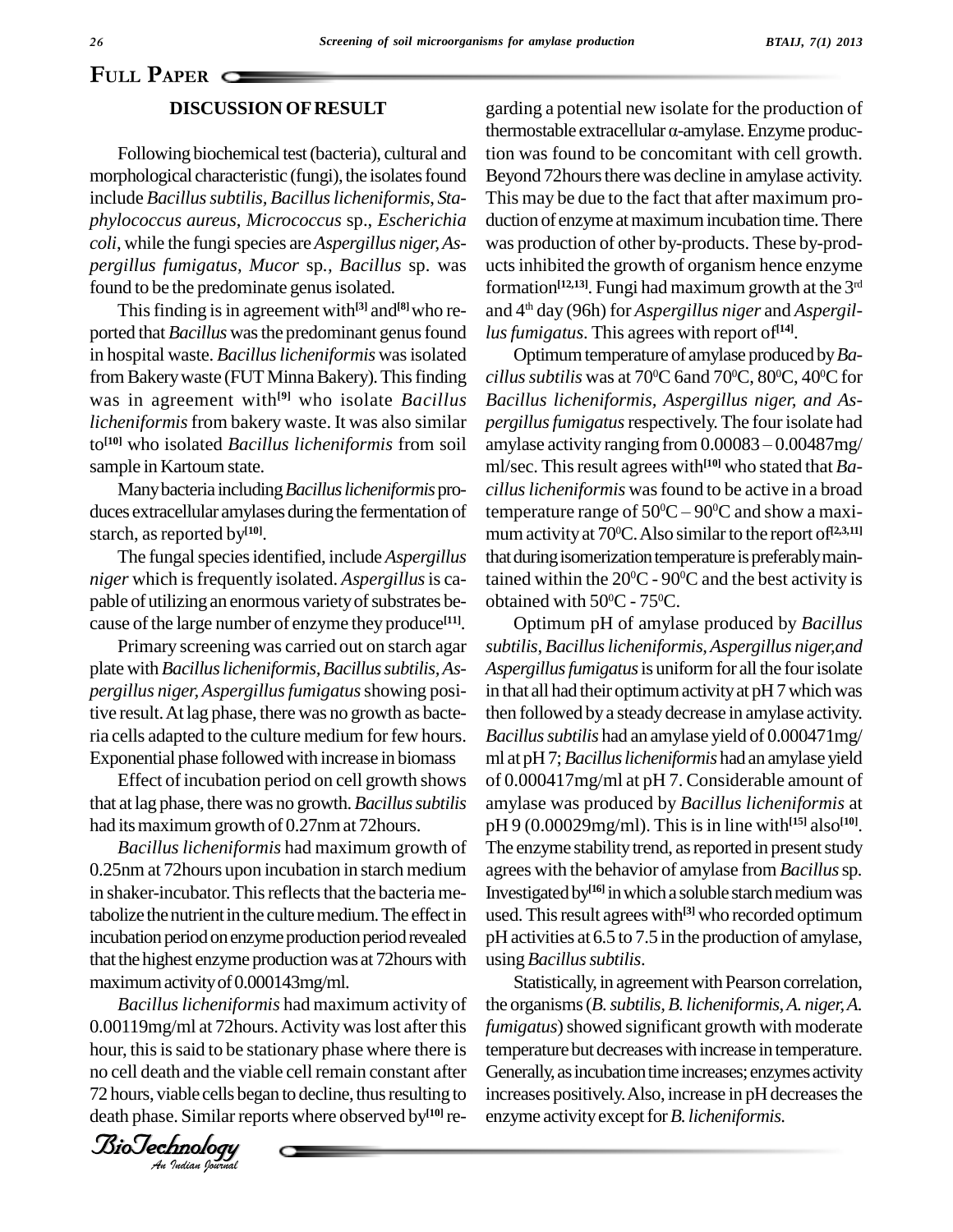## DISCUSSION OF RESULT

Following biochemical test (bacteria), cultural and morphological characteristic (fungi), the isolates found include *Bacillus subtilis*, *Bacillus licheniformis*, *Staphylococcus aureus*, *Micrococcus* sp., *Escherichia coli*, while the fungi species are *Aspergillus niger*, *Aspergillus fumigatus*, *Mucor* sp., *Bacillus* sp. was found to be the predominate genus isolated.

This finding is in agreement with[3] and[8] who reported that *Bacillus* was the predominant genus found in hospital waste. *Bacillus licheniformis* was isolated from Bakery waste (FUT Minna Bakery). This finding was in agreement with[9] who isolate *Bacillus licheniformis* from bakery waste. It was also similar to[10] who isolated *Bacillus licheniformis* from soil sample in Kartoum state.

Many bacteria including *Bacillus licheniformis* produces extracellular amylases during the fermentation of starch, as reported by[10].

The fungal species identified, include *Aspergillus niger* which is frequently isolated. *Aspergillus* is capable of utilizing an enormous variety of substrates because of the large number of enzyme they produce[11].

Primary screening was carried out on starch agar plate with *Bacillus licheniformis*, *Bacillus subtilis*, *Aspergillus niger*, *Aspergillus fumigatus* showing positive result. At lag phase, there was no growth as bacteria cells adapted to the culture medium for few hours. Exponential phase followed with increase in biomass

Effect of incubation period on cell growth shows that at lag phase, there was no growth. *Bacillus subtilis* had its maximum growth of 0.27nm at 72hours.

*Bacillus licheniformis* had maximum growth of 0.25nm at 72hours upon incubation in starch medium in shaker-incubator. This reflects that the bacteria metabolize the nutrient in the culture medium. The effect in incubation period on enzyme production period revealed that the highest enzyme production was at 72hours with maximum activity of 0.000143mg/ml.

*Bacillus licheniformis* had maximum activity of 0.00119mg/ml at 72hours. Activity was lost after this hour, this is said to be stationary phase where there is no cell death and the viable cell remain constant after 72 hours, viable cells began to decline, thus resulting to death phase. Similar reports where observed by[10] regarding a potential new isolate for the production of thermostable extracellular α-amylase. Enzyme production was found to be concomitant with cell growth. Beyond 72hours there was decline in amylase activity. This may be due to the fact that after maximum production of enzyme at maximum incubation time. There was production of other by-products. These by-products inhibited the growth of organism hence enzyme formation[12,13]. Fungi had maximum growth at the 3rd and 4th day (96h) for *Aspergillus niger* and *Aspergillus fumigatus*. This agrees with report of[14].

Optimum temperature of amylase produced by *Bacillus subtilis* was at $70^0$C 6and $70^0$C, $80^0$C, $40^0$C for *Bacillus licheniformis*, *Aspergillus niger, and Aspergillus fumigatus* respectively. The four isolate had amylase activity ranging from 0.00083 – 0.00487mg/ml/sec. This result agrees with[10] who stated that *Bacillus licheniformis* was found to be active in a broad temperature range of $50^0$C – $90^0$C and show a maximum activity at $70^0$C. Also similar to the report of[2,3,11] that during isomerization temperature is preferably maintained within the $20^0$C - $90^0$C and the best activity is obtained with $50^0$C - $75^0$C.

Optimum pH of amylase produced by *Bacillus subtilis*, *Bacillus licheniformis*, *Aspergillus niger,and Aspergillus fumigatus* is uniform for all the four isolate in that all had their optimum activity at pH 7 which was then followed by a steady decrease in amylase activity. *Bacillus subtilis* had an amylase yield of 0.000471mg/ml at pH 7; *Bacillus licheniformis* had an amylase yield of 0.000417mg/ml at pH 7. Considerable amount of amylase was produced by *Bacillus licheniformis* at pH 9 (0.00029mg/ml). This is in line with[15] also[10]. The enzyme stability trend, as reported in present study agrees with the behavior of amylase from *Bacillus* sp. Investigated by[16] in which a soluble starch medium was used. This result agrees with[3] who recorded optimum pH activities at 6.5 to 7.5 in the production of amylase, using *Bacillus subtilis*.

Statistically, in agreement with Pearson correlation, the organisms (*B. subtilis*, *B. licheniformis*, *A. niger*, *A. fumigatus*) showed significant growth with moderate temperature but decreases with increase in temperature. Generally, as incubation time increases; enzymes activity increases positively. Also, increase in pH decreases the enzyme activity except for *B. licheniformis*.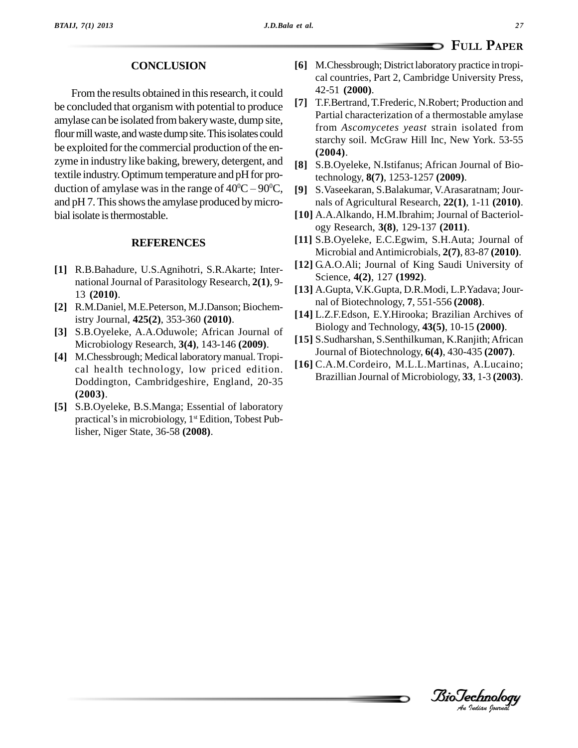## CONCLUSION

From the results obtained in this research, it could be concluded that organism with potential to produce amylase can be isolated from bakery waste, dump site, flour mill waste, and waste dump site. This isolates could be exploited for the commercial production of the enzyme in industry like baking, brewery, detergent, and textile industry. Optimum temperature and pH for production of amylase was in the range of $40^0C – 90^0C$, and pH 7. This shows the amylase produced by microbial isolate is thermostable.

## REFERENCES

**[1]** R.B.Bahadure, U.S.Agnihotri, S.R.Akarte; International Journal of Parasitology Research, **2(1)**, 9-13 **(2010)**.

**[2]** R.M.Daniel, M.E.Peterson, M.J.Danson; Biochemistry Journal, **425(2)**, 353-360 **(2010)**.

**[3]** S.B.Oyeleke, A.A.Oduwole; African Journal of Microbiology Research, **3(4)**, 143-146 **(2009)**.

**[4]** M.Chessbrough; Medical laboratory manual. Tropical health technology, low priced edition. Doddington, Cambridgeshire, England, 20-35 **(2003)**.

**[5]** S.B.Oyeleke, B.S.Manga; Essential of laboratory practical's in microbiology, 1st Edition, Tobest Publisher, Niger State, 36-58 **(2008)**.

**[6]** M.Chessbrough; District laboratory practice in tropical countries, Part 2, Cambridge University Press, 42-51 **(2000)**.

**[7]** T.F.Bertrand, T.Frederic, N.Robert; Production and Partial characterization of a thermostable amylase from *Ascomycetes yeast* strain isolated from starchy soil. McGraw Hill Inc, New York. 53-55 **(2004)**.

**[8]** S.B.Oyeleke, N.Istifanus; African Journal of Biotechnology, **8(7)**, 1253-1257 **(2009)**.

**[9]** S.Vaseekaran, S.Balakumar, V.Arasaratnam; Journals of Agricultural Research, **22(1)**, 1-11 **(2010)**.

**[10]** A.A.Alkando, H.M.Ibrahim; Journal of Bacteriology Research, **3(8)**, 129-137 **(2011)**.

**[11]** S.B.Oyeleke, E.C.Egwim, S.H.Auta; Journal of Microbial and Antimicrobials, **2(7)**, 83-87 **(2010)**.

**[12]** G.A.O.Ali; Journal of King Saudi University of Science, **4(2)**, 127 **(1992)**.

**[13]** A.Gupta, V.K.Gupta, D.R.Modi, L.P.Yadava; Journal of Biotechnology, **7**, 551-556 **(2008)**.

**[14]** L.Z.F.Edson, E.Y.Hirooka; Brazilian Archives of Biology and Technology, **43(5)**, 10-15 **(2000)**.

**[15]** S.Sudharshan, S.Senthilkuman, K.Ranjith; African Journal of Biotechnology, **6(4)**, 430-435 **(2007)**.

**[16]** C.A.M.Cordeiro, M.L.L.Martinas, A.Lucaino; Brazillian Journal of Microbiology, **33**, 1-3 **(2003)**.